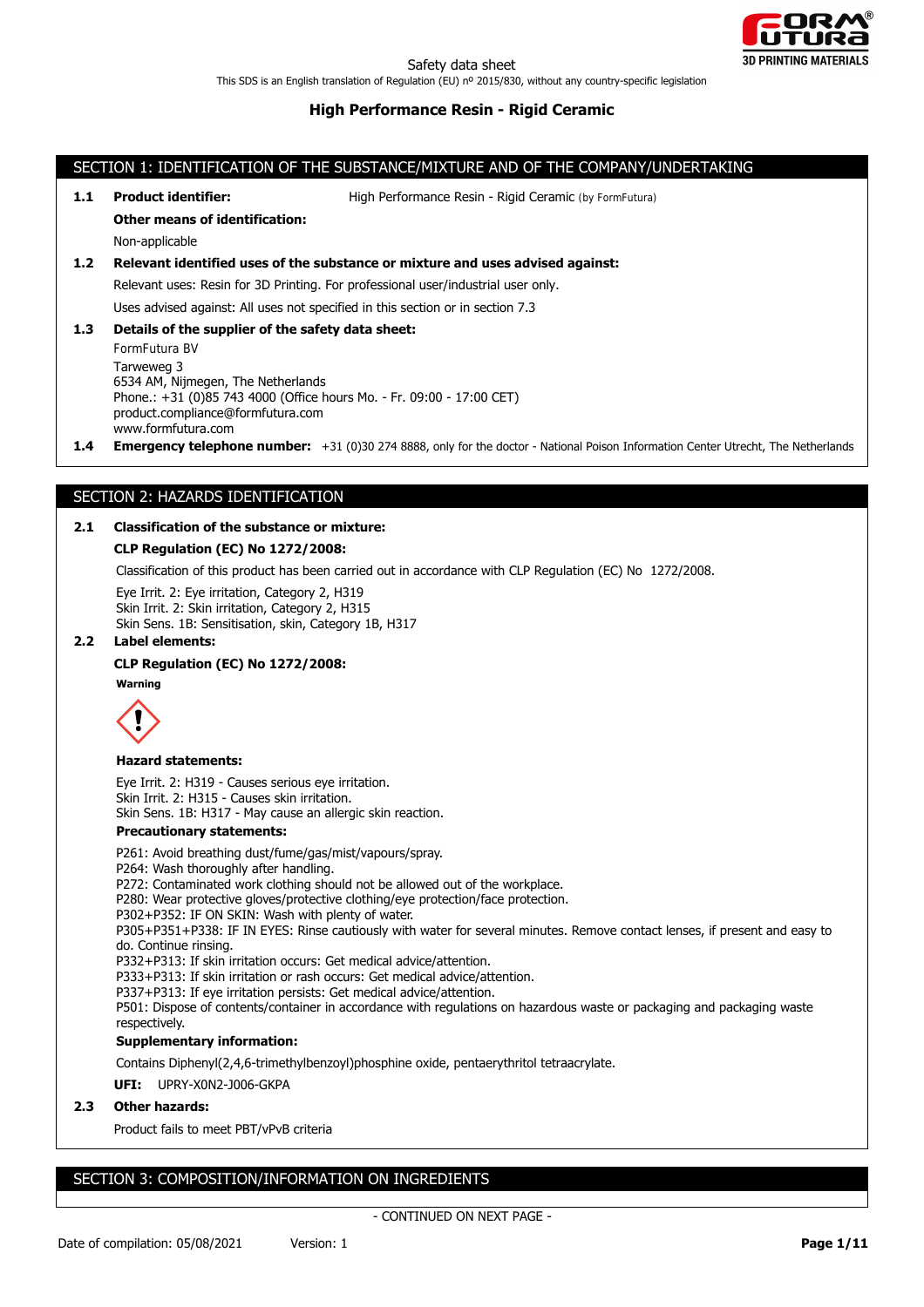Safety data sheet

This SDS is an English translation of Regulation (EU) nº 2015/830, without any country-specific legislation

# High Performance Resin - Rigid Ceramic

## SECTION 1: IDENTIFICATION OF THE SUBSTANCE/MIXTURE AND OF THE COMPANY/UNDERTAKING

**1.1 Product identifier:** High Performance Resin - Rigid Ceramic (by FormFutura)

**Other means of identification:**

Non-applicable

**1.2 Relevant identified uses of the substance or mixture and uses advised against:**

Relevant uses: Resin for 3D Printing. For professional user/industrial user only.

Uses advised against: All uses not specified in this section or in section 7.3

**1.3 Details of the supplier of the safety data sheet:**

FormFutura BV
Tarweweg 3
6534 AM, Nijmegen, The Netherlands
Phone.: +31 (0)85 743 4000 (Office hours Mo. - Fr. 09:00 - 17:00 CET)
product.compliance@formfutura.com
www.formfutura.com

**1.4 Emergency telephone number:** +31 (0)30 274 8888, only for the doctor - National Poison Information Center Utrecht, The Netherlands

## SECTION 2: HAZARDS IDENTIFICATION

**2.1 Classification of the substance or mixture:**

**CLP Regulation (EC) No 1272/2008:**

Classification of this product has been carried out in accordance with CLP Regulation (EC) No 1272/2008.

Eye Irrit. 2: Eye irritation, Category 2, H319
Skin Irrit. 2: Skin irritation, Category 2, H315
Skin Sens. 1B: Sensitisation, skin, Category 1B, H317

**2.2 Label elements:**

**CLP Regulation (EC) No 1272/2008:**

**Warning**

**Hazard statements:**

Eye Irrit. 2: H319 - Causes serious eye irritation.
Skin Irrit. 2: H315 - Causes skin irritation.
Skin Sens. 1B: H317 - May cause an allergic skin reaction.

**Precautionary statements:**

P261: Avoid breathing dust/fume/gas/mist/vapours/spray.
P264: Wash thoroughly after handling.
P272: Contaminated work clothing should not be allowed out of the workplace.
P280: Wear protective gloves/protective clothing/eye protection/face protection.
P302+P352: IF ON SKIN: Wash with plenty of water.
P305+P351+P338: IF IN EYES: Rinse cautiously with water for several minutes. Remove contact lenses, if present and easy to do. Continue rinsing.
P332+P313: If skin irritation occurs: Get medical advice/attention.
P333+P313: If skin irritation or rash occurs: Get medical advice/attention.
P337+P313: If eye irritation persists: Get medical advice/attention.
P501: Dispose of contents/container in accordance with regulations on hazardous waste or packaging and packaging waste respectively.

**Supplementary information:**

Contains Diphenyl(2,4,6-trimethylbenzoyl)phosphine oxide, pentaerythritol tetraacrylate.

**UFI:** UPRY-X0N2-J006-GKPA

**2.3 Other hazards:**

Product fails to meet PBT/vPvB criteria

## SECTION 3: COMPOSITION/INFORMATION ON INGREDIENTS

- CONTINUED ON NEXT PAGE -

Date of compilation: 05/08/2021 Version: 1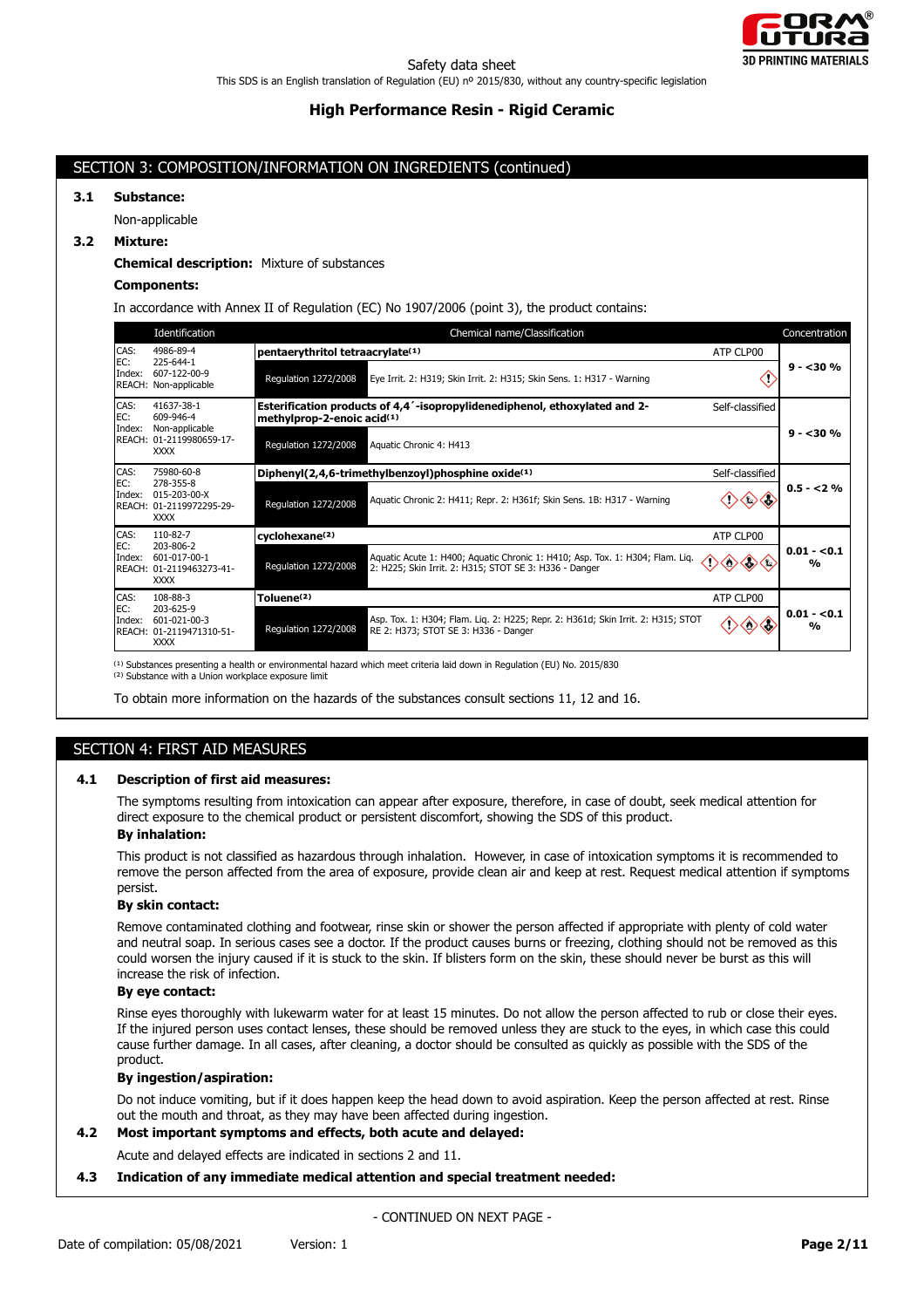## SECTION 3: COMPOSITION/INFORMATION ON INGREDIENTS (continued)

**3.1 Substance:**

Non-applicable

**3.2 Mixture:**

**Chemical description:** Mixture of substances

**Components:**

In accordance with Annex II of Regulation (EC) No 1907/2006 (point 3), the product contains:

| Identification | Chemical name/Classification | | Concentration |
|---|---|---|---|
| CAS: 4986-89-4<br>EC: 225-644-1<br>Index: 607-122-00-9<br>REACH: Non-applicable | **pentaerythritol tetraacrylate[1]** | ATP CLP00 | 9 - <30 % |
| | Regulation 1272/2008 | Eye Irrit. 2: H319; Skin Irrit. 2: H315; Skin Sens. 1: H317 - Warning | |
| CAS: 41637-38-1<br>EC: 609-946-4<br>Index: Non-applicable<br>REACH: 01-2119980659-17-XXXX | **Esterification products of 4,4´-isopropylidenediphenol, ethoxylated and 2-methylprop-2-enoic acid[1]** | Self-classified | 9 - <30 % |
| | Regulation 1272/2008 | Aquatic Chronic 4: H413 | |
| CAS: 75980-60-8<br>EC: 278-355-8<br>Index: 015-203-00-X<br>REACH: 01-2119972295-29-XXXX | **Diphenyl(2,4,6-trimethylbenzoyl)phosphine oxide[1]** | Self-classified | 0.5 - <2 % |
| | Regulation 1272/2008 | Aquatic Chronic 2: H411; Repr. 2: H361f; Skin Sens. 1B: H317 - Warning | |
| CAS: 110-82-7<br>EC: 203-806-2<br>Index: 601-017-00-1<br>REACH: 01-2119463273-41-XXXX | **cyclohexane[2]** | ATP CLP00 | 0.01 - <0.1 % |
| | Regulation 1272/2008 | Aquatic Acute 1: H400; Aquatic Chronic 1: H410; Asp. Tox. 1: H304; Flam. Liq. 2: H225; Skin Irrit. 2: H315; STOT SE 3: H336 - Danger | |
| CAS: 108-88-3<br>EC: 203-625-9<br>Index: 601-021-00-3<br>REACH: 01-2119471310-51-XXXX | **Toluene[2]** | ATP CLP00 | 0.01 - <0.1 % |
| | Regulation 1272/2008 | Asp. Tox. 1: H304; Flam. Liq. 2: H225; Repr. 2: H361d; Skin Irrit. 2: H315; STOT RE 2: H373; STOT SE 3: H336 - Danger | |

[1] Substances presenting a health or environmental hazard which meet criteria laid down in Regulation (EU) No. 2015/830
[2] Substance with a Union workplace exposure limit

To obtain more information on the hazards of the substances consult sections 11, 12 and 16.

## SECTION 4: FIRST AID MEASURES

**4.1 Description of first aid measures:**

The symptoms resulting from intoxication can appear after exposure, therefore, in case of doubt, seek medical attention for direct exposure to the chemical product or persistent discomfort, showing the SDS of this product.

**By inhalation:**

This product is not classified as hazardous through inhalation. However, in case of intoxication symptoms it is recommended to remove the person affected from the area of exposure, provide clean air and keep at rest. Request medical attention if symptoms persist.

**By skin contact:**

Remove contaminated clothing and footwear, rinse skin or shower the person affected if appropriate with plenty of cold water and neutral soap. In serious cases see a doctor. If the product causes burns or freezing, clothing should not be removed as this could worsen the injury caused if it is stuck to the skin. If blisters form on the skin, these should never be burst as this will increase the risk of infection.

**By eye contact:**

Rinse eyes thoroughly with lukewarm water for at least 15 minutes. Do not allow the person affected to rub or close their eyes. If the injured person uses contact lenses, these should be removed unless they are stuck to the eyes, in which case this could cause further damage. In all cases, after cleaning, a doctor should be consulted as quickly as possible with the SDS of the product.

**By ingestion/aspiration:**

Do not induce vomiting, but if it does happen keep the head down to avoid aspiration. Keep the person affected at rest. Rinse out the mouth and throat, as they may have been affected during ingestion.

**4.2 Most important symptoms and effects, both acute and delayed:**

Acute and delayed effects are indicated in sections 2 and 11.

**4.3 Indication of any immediate medical attention and special treatment needed:**

- CONTINUED ON NEXT PAGE -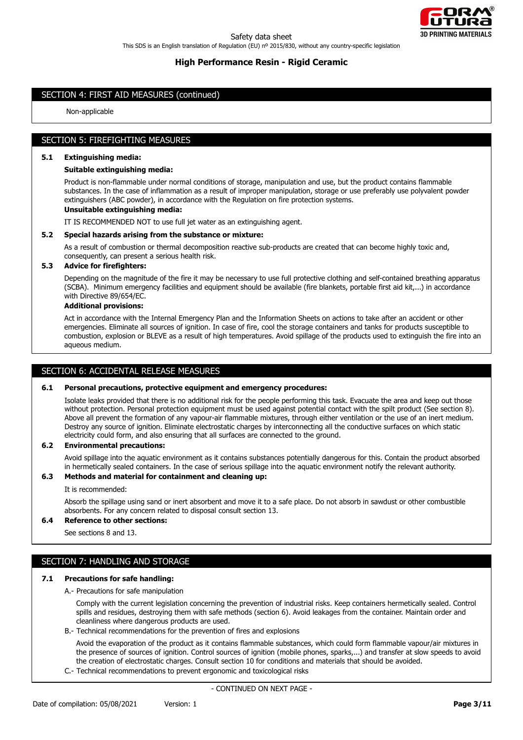## SECTION 4: FIRST AID MEASURES (continued)

Non-applicable

## SECTION 5: FIREFIGHTING MEASURES

### 5.1 Extinguishing media:

**Suitable extinguishing media:**

Product is non-flammable under normal conditions of storage, manipulation and use, but the product contains flammable substances. In the case of inflammation as a result of improper manipulation, storage or use preferably use polyvalent powder extinguishers (ABC powder), in accordance with the Regulation on fire protection systems.

**Unsuitable extinguishing media:**

IT IS RECOMMENDED NOT to use full jet water as an extinguishing agent.

### 5.2 Special hazards arising from the substance or mixture:

As a result of combustion or thermal decomposition reactive sub-products are created that can become highly toxic and, consequently, can present a serious health risk.

### 5.3 Advice for firefighters:

Depending on the magnitude of the fire it may be necessary to use full protective clothing and self-contained breathing apparatus (SCBA). Minimum emergency facilities and equipment should be available (fire blankets, portable first aid kit,...) in accordance with Directive 89/654/EC.

**Additional provisions:**

Act in accordance with the Internal Emergency Plan and the Information Sheets on actions to take after an accident or other emergencies. Eliminate all sources of ignition. In case of fire, cool the storage containers and tanks for products susceptible to combustion, explosion or BLEVE as a result of high temperatures. Avoid spillage of the products used to extinguish the fire into an aqueous medium.

## SECTION 6: ACCIDENTAL RELEASE MEASURES

### 6.1 Personal precautions, protective equipment and emergency procedures:

Isolate leaks provided that there is no additional risk for the people performing this task. Evacuate the area and keep out those without protection. Personal protection equipment must be used against potential contact with the spilt product (See section 8). Above all prevent the formation of any vapour-air flammable mixtures, through either ventilation or the use of an inert medium. Destroy any source of ignition. Eliminate electrostatic charges by interconnecting all the conductive surfaces on which static electricity could form, and also ensuring that all surfaces are connected to the ground.

### 6.2 Environmental precautions:

Avoid spillage into the aquatic environment as it contains substances potentially dangerous for this. Contain the product absorbed in hermetically sealed containers. In the case of serious spillage into the aquatic environment notify the relevant authority.

### 6.3 Methods and material for containment and cleaning up:

It is recommended:

Absorb the spillage using sand or inert absorbent and move it to a safe place. Do not absorb in sawdust or other combustible absorbents. For any concern related to disposal consult section 13.

### 6.4 Reference to other sections:

See sections 8 and 13.

## SECTION 7: HANDLING AND STORAGE

### 7.1 Precautions for safe handling:

A.- Precautions for safe manipulation

Comply with the current legislation concerning the prevention of industrial risks. Keep containers hermetically sealed. Control spills and residues, destroying them with safe methods (section 6). Avoid leakages from the container. Maintain order and cleanliness where dangerous products are used.

B.- Technical recommendations for the prevention of fires and explosions

Avoid the evaporation of the product as it contains flammable substances, which could form flammable vapour/air mixtures in the presence of sources of ignition. Control sources of ignition (mobile phones, sparks,...) and transfer at slow speeds to avoid the creation of electrostatic charges. Consult section 10 for conditions and materials that should be avoided.

C.- Technical recommendations to prevent ergonomic and toxicological risks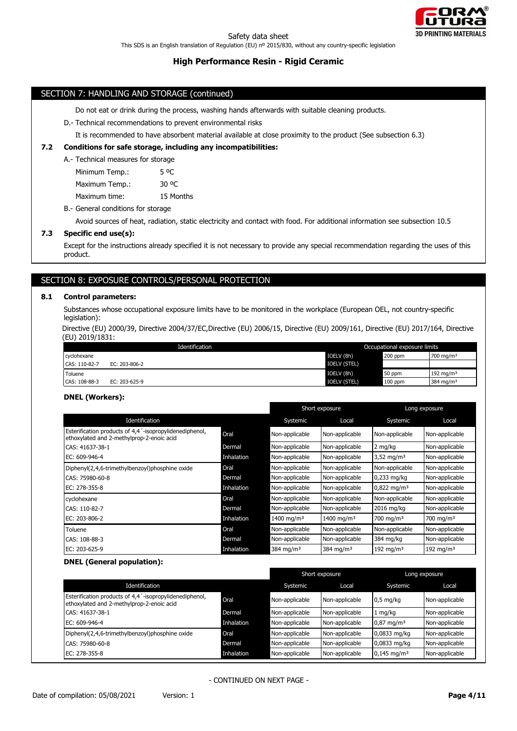## SECTION 7: HANDLING AND STORAGE (continued)

Do not eat or drink during the process, washing hands afterwards with suitable cleaning products.

D.- Technical recommendations to prevent environmental risks

It is recommended to have absorbent material available at close proximity to the product (See subsection 6.3)

### 7.2 Conditions for safe storage, including any incompatibilities:

A.- Technical measures for storage

| | |
|---|---|
| Minimum Temp.: | 5 ºC |
| Maximum Temp.: | 30 ºC |
| Maximum time: | 15 Months |

B.- General conditions for storage

Avoid sources of heat, radiation, static electricity and contact with food. For additional information see subsection 10.5

### 7.3 Specific end use(s):

Except for the instructions already specified it is not necessary to provide any special recommendation regarding the uses of this product.

## SECTION 8: EXPOSURE CONTROLS/PERSONAL PROTECTION

### 8.1 Control parameters:

Substances whose occupational exposure limits have to be monitored in the workplace (European OEL, not country-specific legislation):

Directive (EU) 2000/39, Directive 2004/37/EC,Directive (EU) 2006/15, Directive (EU) 2009/161, Directive (EU) 2017/164, Directive (EU) 2019/1831:

| Identification | | Occupational exposure limits | | |
|---|---|---|---|---|
| cyclohexane | | IOELV (8h) | 200 ppm | 700 mg/m³ |
| CAS: 110-82-7 | EC: 203-806-2 | IOELV (STEL) | | |
| Toluene | | IOELV (8h) | 50 ppm | 192 mg/m³ |
| CAS: 108-88-3 | EC: 203-625-9 | IOELV (STEL) | 100 ppm | 384 mg/m³ |

**DNEL (Workers):**

| | | Short exposure | | Long exposure | |
|---|---|---|---|---|---|
| Identification | | Systemic | Local | Systemic | Local |
| Esterification products of 4,4´-isopropylidenediphenol, ethoxylated and 2-methylprop-2-enoic acid | Oral | Non-applicable | Non-applicable | Non-applicable | Non-applicable |
| CAS: 41637-38-1 | Dermal | Non-applicable | Non-applicable | 2 mg/kg | Non-applicable |
| EC: 609-946-4 | Inhalation | Non-applicable | Non-applicable | 3,52 mg/m³ | Non-applicable |
| Diphenyl(2,4,6-trimethylbenzoyl)phosphine oxide | Oral | Non-applicable | Non-applicable | Non-applicable | Non-applicable |
| CAS: 75980-60-8 | Dermal | Non-applicable | Non-applicable | 0,233 mg/kg | Non-applicable |
| EC: 278-355-8 | Inhalation | Non-applicable | Non-applicable | 0,822 mg/m³ | Non-applicable |
| cyclohexane | Oral | Non-applicable | Non-applicable | Non-applicable | Non-applicable |
| CAS: 110-82-7 | Dermal | Non-applicable | Non-applicable | 2016 mg/kg | Non-applicable |
| EC: 203-806-2 | Inhalation | 1400 mg/m³ | 1400 mg/m³ | 700 mg/m³ | 700 mg/m³ |
| Toluene | Oral | Non-applicable | Non-applicable | Non-applicable | Non-applicable |
| CAS: 108-88-3 | Dermal | Non-applicable | Non-applicable | 384 mg/kg | Non-applicable |
| EC: 203-625-9 | Inhalation | 384 mg/m³ | 384 mg/m³ | 192 mg/m³ | 192 mg/m³ |

**DNEL (General population):**

| | | Short exposure | | Long exposure | |
|---|---|---|---|---|---|
| Identification | | Systemic | Local | Systemic | Local |
| Esterification products of 4,4´-isopropylidenediphenol, ethoxylated and 2-methylprop-2-enoic acid | Oral | Non-applicable | Non-applicable | 0,5 mg/kg | Non-applicable |
| CAS: 41637-38-1 | Dermal | Non-applicable | Non-applicable | 1 mg/kg | Non-applicable |
| EC: 609-946-4 | Inhalation | Non-applicable | Non-applicable | 0,87 mg/m³ | Non-applicable |
| Diphenyl(2,4,6-trimethylbenzoyl)phosphine oxide | Oral | Non-applicable | Non-applicable | 0,0833 mg/kg | Non-applicable |
| CAS: 75980-60-8 | Dermal | Non-applicable | Non-applicable | 0,0833 mg/kg | Non-applicable |
| EC: 278-355-8 | Inhalation | Non-applicable | Non-applicable | 0,145 mg/m³ | Non-applicable |

- CONTINUED ON NEXT PAGE -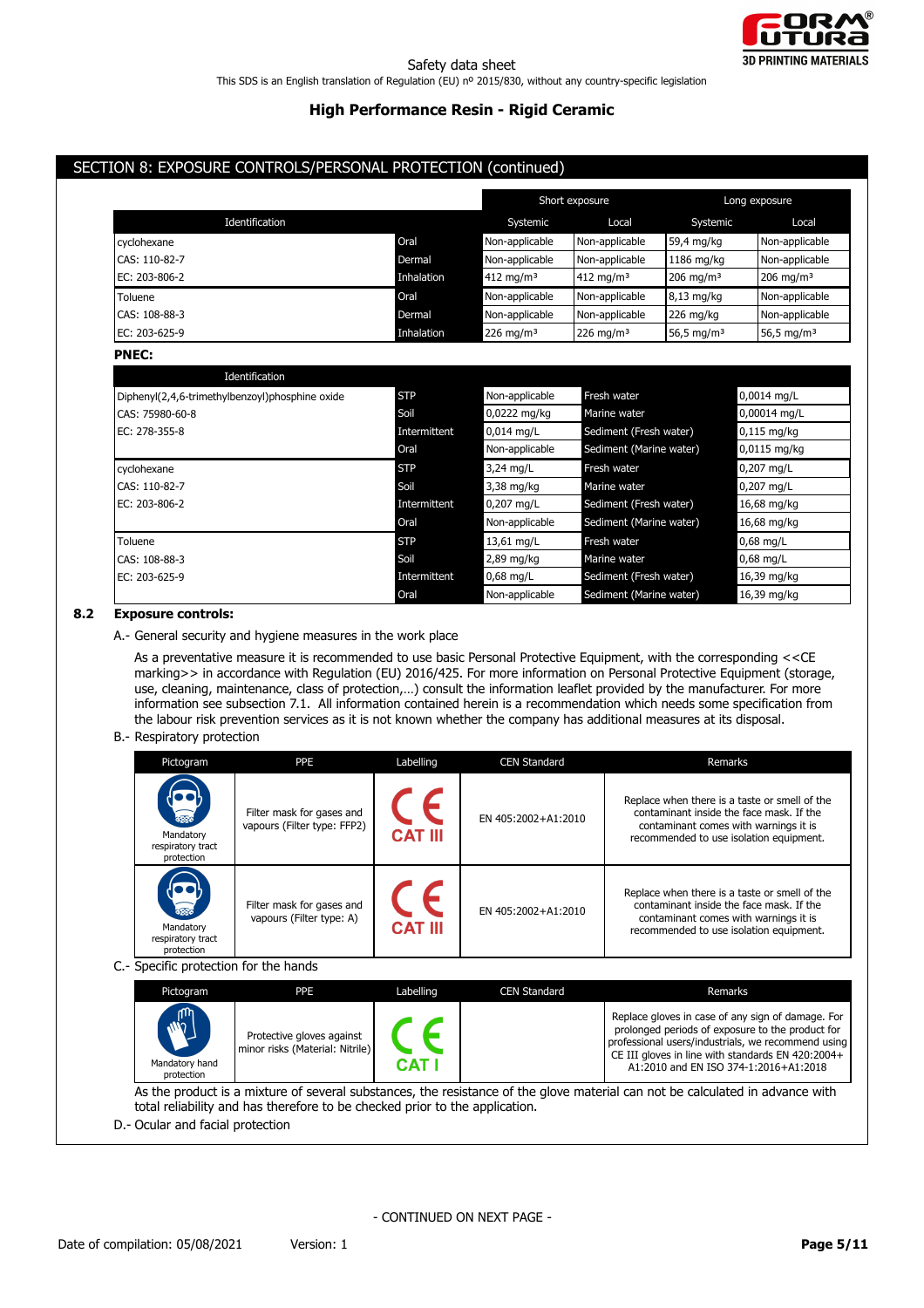## SECTION 8: EXPOSURE CONTROLS/PERSONAL PROTECTION (continued)

| Identification | | Short exposure | | Long exposure | |
|---|---|---|---|---|---|
| | | Systemic | Local | Systemic | Local |
| cyclohexane | Oral | Non-applicable | Non-applicable | 59,4 mg/kg | Non-applicable |
| CAS: 110-82-7 | Dermal | Non-applicable | Non-applicable | 1186 mg/kg | Non-applicable |
| EC: 203-806-2 | Inhalation | 412 mg/m³ | 412 mg/m³ | 206 mg/m³ | 206 mg/m³ |
| Toluene | Oral | Non-applicable | Non-applicable | 8,13 mg/kg | Non-applicable |
| CAS: 108-88-3 | Dermal | Non-applicable | Non-applicable | 226 mg/kg | Non-applicable |
| EC: 203-625-9 | Inhalation | 226 mg/m³ | 226 mg/m³ | 56,5 mg/m³ | 56,5 mg/m³ |

**PNEC:**

| Identification | | | | |
|---|---|---|---|---|
| Diphenyl(2,4,6-trimethylbenzoyl)phosphine oxide | STP | Non-applicable | Fresh water | 0,0014 mg/L |
| CAS: 75980-60-8 | Soil | 0,0222 mg/kg | Marine water | 0,00014 mg/L |
| EC: 278-355-8 | Intermittent | 0,014 mg/L | Sediment (Fresh water) | 0,115 mg/kg |
| | Oral | Non-applicable | Sediment (Marine water) | 0,0115 mg/kg |
| cyclohexane | STP | 3,24 mg/L | Fresh water | 0,207 mg/L |
| CAS: 110-82-7 | Soil | 3,38 mg/kg | Marine water | 0,207 mg/L |
| EC: 203-806-2 | Intermittent | 0,207 mg/L | Sediment (Fresh water) | 16,68 mg/kg |
| | Oral | Non-applicable | Sediment (Marine water) | 16,68 mg/kg |
| Toluene | STP | 13,61 mg/L | Fresh water | 0,68 mg/L |
| CAS: 108-88-3 | Soil | 2,89 mg/kg | Marine water | 0,68 mg/L |
| EC: 203-625-9 | Intermittent | 0,68 mg/L | Sediment (Fresh water) | 16,39 mg/kg |
| | Oral | Non-applicable | Sediment (Marine water) | 16,39 mg/kg |

### 8.2 Exposure controls:

A.- General security and hygiene measures in the work place

As a preventative measure it is recommended to use basic Personal Protective Equipment, with the corresponding <<CE marking>> in accordance with Regulation (EU) 2016/425. For more information on Personal Protective Equipment (storage, use, cleaning, maintenance, class of protection,…) consult the information leaflet provided by the manufacturer. For more information see subsection 7.1. All information contained herein is a recommendation which needs some specification from the labour risk prevention services as it is not known whether the company has additional measures at its disposal.

B.- Respiratory protection

| Pictogram | PPE | Labelling | CEN Standard | Remarks |
|---|---|---|---|---|
| Mandatory respiratory tract protection | Filter mask for gases and vapours (Filter type: FFP2) | CE CAT III | EN 405:2002+A1:2010 | Replace when there is a taste or smell of the contaminant inside the face mask. If the contaminant comes with warnings it is recommended to use isolation equipment. |
| Mandatory respiratory tract protection | Filter mask for gases and vapours (Filter type: A) | CE CAT III | EN 405:2002+A1:2010 | Replace when there is a taste or smell of the contaminant inside the face mask. If the contaminant comes with warnings it is recommended to use isolation equipment. |

C.- Specific protection for the hands

| Pictogram | PPE | Labelling | CEN Standard | Remarks |
|---|---|---|---|---|
| Mandatory hand protection | Protective gloves against minor risks (Material: Nitrile) | CE CAT I | | Replace gloves in case of any sign of damage. For prolonged periods of exposure to the product for professional users/industrials, we recommend using CE III gloves in line with standards EN 420:2004+ A1:2010 and EN ISO 374-1:2016+A1:2018 |

As the product is a mixture of several substances, the resistance of the glove material can not be calculated in advance with total reliability and has therefore to be checked prior to the application.

D.- Ocular and facial protection

- CONTINUED ON NEXT PAGE -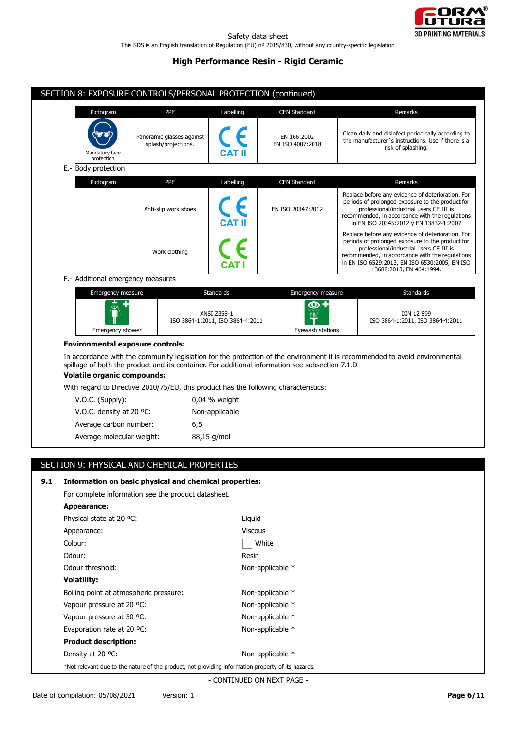## SECTION 8: EXPOSURE CONTROLS/PERSONAL PROTECTION (continued)

| Pictogram | PPE | Labelling | CEN Standard | Remarks |
|---|---|---|---|---|
| Mandatory face protection | Panoramic glasses against splash/projections. | CE CAT II | EN 166:2002 EN ISO 4007:2018 | Clean daily and disinfect periodically according to the manufacturer´s instructions. Use if there is a risk of splashing. |

E.- Body protection

| Pictogram | PPE | Labelling | CEN Standard | Remarks |
|---|---|---|---|---|
| | Anti-slip work shoes | CE CAT II | EN ISO 20347:2012 | Replace before any evidence of deterioration. For periods of prolonged exposure to the product for professional/industrial users CE III is recommended, in accordance with the regulations in EN ISO 20345:2012 y EN 13832-1:2007 |
| | Work clothing | CE CAT I | | Replace before any evidence of deterioration. For periods of prolonged exposure to the product for professional/industrial users CE III is recommended, in accordance with the regulations in EN ISO 6529:2013, EN ISO 6530:2005, EN ISO 13688:2013, EN 464:1994. |

F.- Additional emergency measures

| Emergency measure | Standards | Emergency measure | Standards |
|---|---|---|---|
| Emergency shower | ANSI Z358-1 ISO 3864-1:2011, ISO 3864-4:2011 | Eyewash stations | DIN 12 899 ISO 3864-1:2011, ISO 3864-4:2011 |

**Environmental exposure controls:**

In accordance with the community legislation for the protection of the environment it is recommended to avoid environmental spillage of both the product and its container. For additional information see subsection 7.1.D

**Volatile organic compounds:**

With regard to Directive 2010/75/EU, this product has the following characteristics:

| | |
|---|---|
| V.O.C. (Supply): | 0,04 % weight |
| V.O.C. density at 20 ºC: | Non-applicable |
| Average carbon number: | 6,5 |
| Average molecular weight: | 88,15 g/mol |

## SECTION 9: PHYSICAL AND CHEMICAL PROPERTIES

**9.1 Information on basic physical and chemical properties:**

For complete information see the product datasheet.

**Appearance:**

| | |
|---|---|
| Physical state at 20 ºC: | Liquid |
| Appearance: | Viscous |
| Colour: | White |
| Odour: | Resin |
| Odour threshold: | Non-applicable * |

**Volatility:**

| | |
|---|---|
| Boiling point at atmospheric pressure: | Non-applicable * |
| Vapour pressure at 20 ºC: | Non-applicable * |
| Vapour pressure at 50 ºC: | Non-applicable * |
| Evaporation rate at 20 ºC: | Non-applicable * |

**Product description:**

| | |
|---|---|
| Density at 20 ºC: | Non-applicable * |

*Not relevant due to the nature of the product, not providing information property of its hazards.

- CONTINUED ON NEXT PAGE -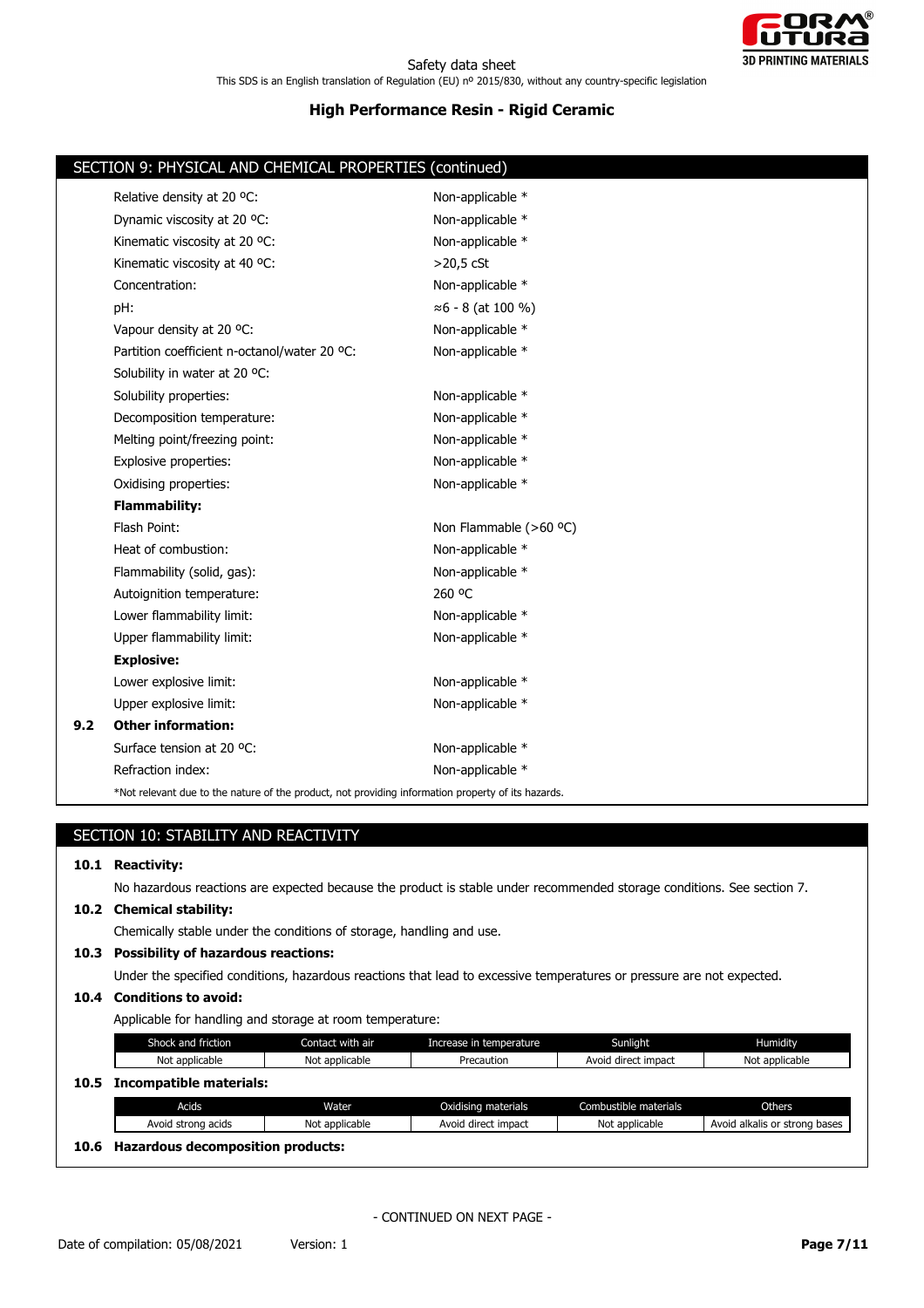## SECTION 9: PHYSICAL AND CHEMICAL PROPERTIES (continued)

| | |
|---|---|
| Relative density at 20 ºC: | Non-applicable * |
| Dynamic viscosity at 20 ºC: | Non-applicable * |
| Kinematic viscosity at 20 ºC: | Non-applicable * |
| Kinematic viscosity at 40 ºC: | >20,5 cSt |
| Concentration: | Non-applicable * |
| pH: | ≈6 - 8 (at 100 %) |
| Vapour density at 20 ºC: | Non-applicable * |
| Partition coefficient n-octanol/water 20 ºC: | Non-applicable * |
| Solubility in water at 20 ºC: | |
| Solubility properties: | Non-applicable * |
| Decomposition temperature: | Non-applicable * |
| Melting point/freezing point: | Non-applicable * |
| Explosive properties: | Non-applicable * |
| Oxidising properties: | Non-applicable * |
| **Flammability:** | |
| Flash Point: | Non Flammable (>60 ºC) |
| Heat of combustion: | Non-applicable * |
| Flammability (solid, gas): | Non-applicable * |
| Autoignition temperature: | 260 ºC |
| Lower flammability limit: | Non-applicable * |
| Upper flammability limit: | Non-applicable * |
| **Explosive:** | |
| Lower explosive limit: | Non-applicable * |
| Upper explosive limit: | Non-applicable * |

**9.2 Other information:**

| | |
|---|---|
| Surface tension at 20 ºC: | Non-applicable * |
| Refraction index: | Non-applicable * |

*Not relevant due to the nature of the product, not providing information property of its hazards.

## SECTION 10: STABILITY AND REACTIVITY

**10.1 Reactivity:**

No hazardous reactions are expected because the product is stable under recommended storage conditions. See section 7.

**10.2 Chemical stability:**

Chemically stable under the conditions of storage, handling and use.

**10.3 Possibility of hazardous reactions:**

Under the specified conditions, hazardous reactions that lead to excessive temperatures or pressure are not expected.

**10.4 Conditions to avoid:**

Applicable for handling and storage at room temperature:

| Shock and friction | Contact with air | Increase in temperature | Sunlight | Humidity |
|---|---|---|---|---|
| Not applicable | Not applicable | Precaution | Avoid direct impact | Not applicable |

**10.5 Incompatible materials:**

| Acids | Water | Oxidising materials | Combustible materials | Others |
|---|---|---|---|---|
| Avoid strong acids | Not applicable | Avoid direct impact | Not applicable | Avoid alkalis or strong bases |

**10.6 Hazardous decomposition products:**

- CONTINUED ON NEXT PAGE -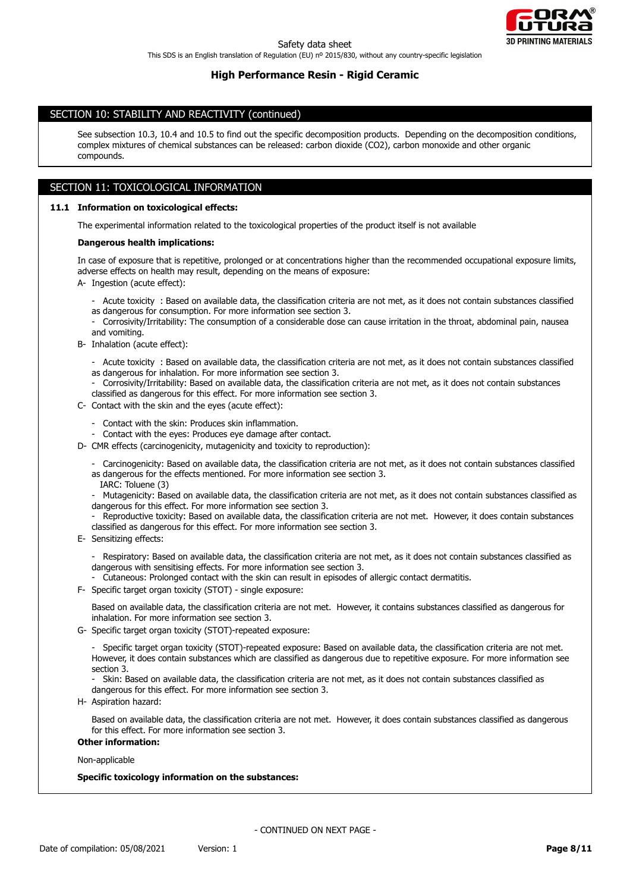## SECTION 10: STABILITY AND REACTIVITY (continued)

See subsection 10.3, 10.4 and 10.5 to find out the specific decomposition products. Depending on the decomposition conditions, complex mixtures of chemical substances can be released: carbon dioxide ($CO_2$), carbon monoxide and other organic compounds.

## SECTION 11: TOXICOLOGICAL INFORMATION

### 11.1 Information on toxicological effects:

The experimental information related to the toxicological properties of the product itself is not available

**Dangerous health implications:**

In case of exposure that is repetitive, prolonged or at concentrations higher than the recommended occupational exposure limits, adverse effects on health may result, depending on the means of exposure:

A- Ingestion (acute effect):

- Acute toxicity : Based on available data, the classification criteria are not met, as it does not contain substances classified as dangerous for consumption. For more information see section 3.
- Corrosivity/Irritability: The consumption of a considerable dose can cause irritation in the throat, abdominal pain, nausea and vomiting.

B- Inhalation (acute effect):

- Acute toxicity : Based on available data, the classification criteria are not met, as it does not contain substances classified as dangerous for inhalation. For more information see section 3.
- Corrosivity/Irritability: Based on available data, the classification criteria are not met, as it does not contain substances classified as dangerous for this effect. For more information see section 3.

C- Contact with the skin and the eyes (acute effect):

- Contact with the skin: Produces skin inflammation.
- Contact with the eyes: Produces eye damage after contact.

D- CMR effects (carcinogenicity, mutagenicity and toxicity to reproduction):

- Carcinogenicity: Based on available data, the classification criteria are not met, as it does not contain substances classified as dangerous for the effects mentioned. For more information see section 3.
  IARC: Toluene (3)
- Mutagenicity: Based on available data, the classification criteria are not met, as it does not contain substances classified as dangerous for this effect. For more information see section 3.
- Reproductive toxicity: Based on available data, the classification criteria are not met. However, it does contain substances classified as dangerous for this effect. For more information see section 3.

E- Sensitizing effects:

- Respiratory: Based on available data, the classification criteria are not met, as it does not contain substances classified as dangerous with sensitising effects. For more information see section 3.
- Cutaneous: Prolonged contact with the skin can result in episodes of allergic contact dermatitis.

F- Specific target organ toxicity (STOT) - single exposure:

Based on available data, the classification criteria are not met. However, it contains substances classified as dangerous for inhalation. For more information see section 3.

G- Specific target organ toxicity (STOT)-repeated exposure:

- Specific target organ toxicity (STOT)-repeated exposure: Based on available data, the classification criteria are not met. However, it does contain substances which are classified as dangerous due to repetitive exposure. For more information see section 3.
- Skin: Based on available data, the classification criteria are not met, as it does not contain substances classified as dangerous for this effect. For more information see section 3.

H- Aspiration hazard:

Based on available data, the classification criteria are not met. However, it does contain substances classified as dangerous for this effect. For more information see section 3.

**Other information:**

Non-applicable

**Specific toxicology information on the substances:**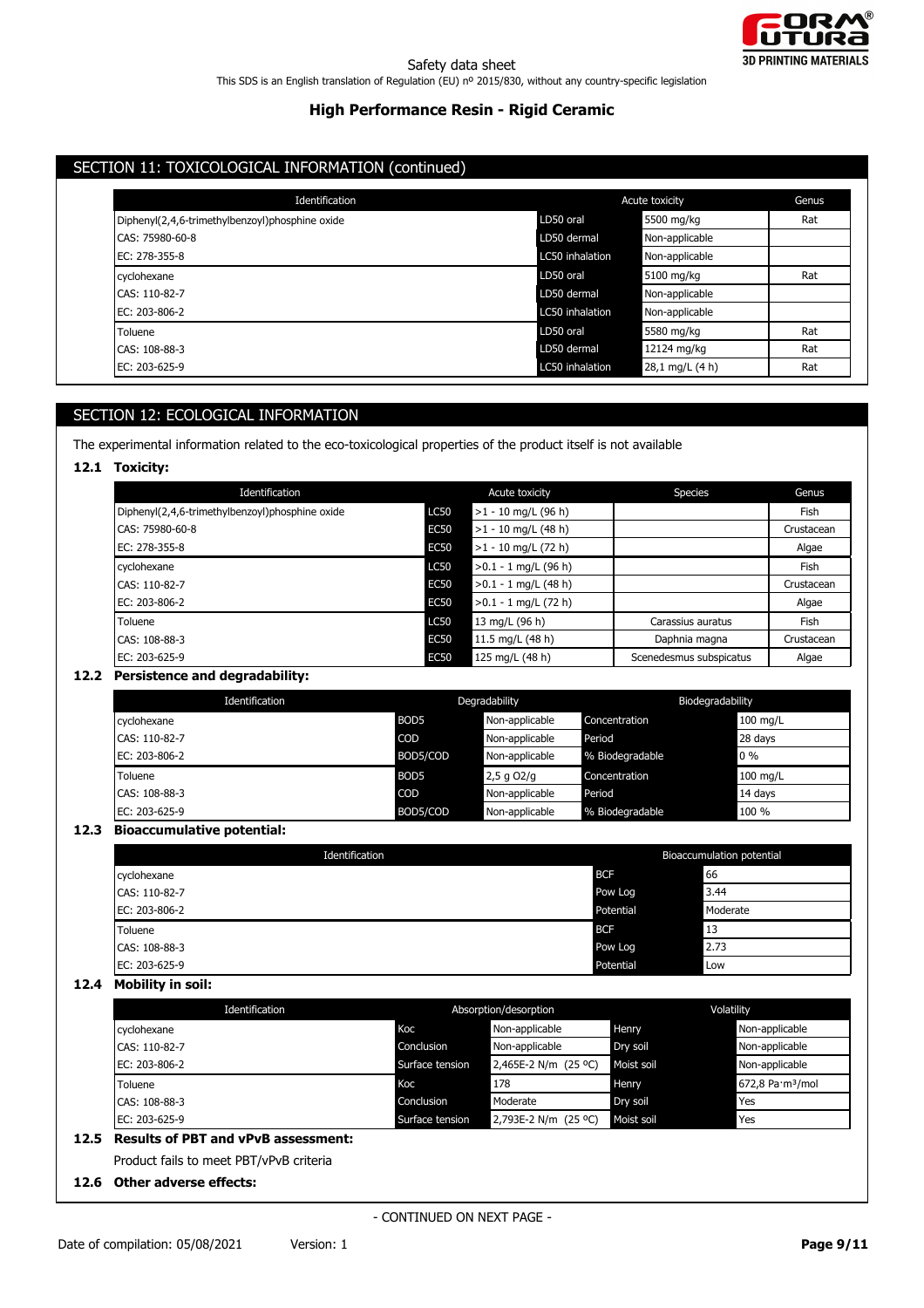## SECTION 11: TOXICOLOGICAL INFORMATION (continued)

| Identification | Acute toxicity | | Genus |
|---|---|---|---|
| Diphenyl(2,4,6-trimethylbenzoyl)phosphine oxide | LD50 oral | 5500 mg/kg | Rat |
| CAS: 75980-60-8 | LD50 dermal | Non-applicable | |
| EC: 278-355-8 | LC50 inhalation | Non-applicable | |
| cyclohexane | LD50 oral | 5100 mg/kg | Rat |
| CAS: 110-82-7 | LD50 dermal | Non-applicable | |
| EC: 203-806-2 | LC50 inhalation | Non-applicable | |
| Toluene | LD50 oral | 5580 mg/kg | Rat |
| CAS: 108-88-3 | LD50 dermal | 12124 mg/kg | Rat |
| EC: 203-625-9 | LC50 inhalation | 28,1 mg/L (4 h) | Rat |

## SECTION 12: ECOLOGICAL INFORMATION

The experimental information related to the eco-toxicological properties of the product itself is not available

### 12.1 Toxicity:

| Identification | Acute toxicity | | Species | Genus |
|---|---|---|---|---|
| Diphenyl(2,4,6-trimethylbenzoyl)phosphine oxide | LC50 | >1 - 10 mg/L (96 h) | | Fish |
| CAS: 75980-60-8 | EC50 | >1 - 10 mg/L (48 h) | | Crustacean |
| EC: 278-355-8 | EC50 | >1 - 10 mg/L (72 h) | | Algae |
| cyclohexane | LC50 | >0.1 - 1 mg/L (96 h) | | Fish |
| CAS: 110-82-7 | EC50 | >0.1 - 1 mg/L (48 h) | | Crustacean |
| EC: 203-806-2 | EC50 | >0.1 - 1 mg/L (72 h) | | Algae |
| Toluene | LC50 | 13 mg/L (96 h) | Carassius auratus | Fish |
| CAS: 108-88-3 | EC50 | 11.5 mg/L (48 h) | Daphnia magna | Crustacean |
| EC: 203-625-9 | EC50 | 125 mg/L (48 h) | Scenedesmus subspicatus | Algae |

### 12.2 Persistence and degradability:

| Identification | Degradability | | Biodegradability | |
|---|---|---|---|---|
| cyclohexane | BOD5 | Non-applicable | Concentration | 100 mg/L |
| CAS: 110-82-7 | COD | Non-applicable | Period | 28 days |
| EC: 203-806-2 | BOD5/COD | Non-applicable | % Biodegradable | 0 % |
| Toluene | BOD5 | 2,5 g O2/g | Concentration | 100 mg/L |
| CAS: 108-88-3 | COD | Non-applicable | Period | 14 days |
| EC: 203-625-9 | BOD5/COD | Non-applicable | % Biodegradable | 100 % |

### 12.3 Bioaccumulative potential:

| Identification | Bioaccumulation potential | |
|---|---|---|
| cyclohexane | BCF | 66 |
| CAS: 110-82-7 | Pow Log | 3.44 |
| EC: 203-806-2 | Potential | Moderate |
| Toluene | BCF | 13 |
| CAS: 108-88-3 | Pow Log | 2.73 |
| EC: 203-625-9 | Potential | Low |

### 12.4 Mobility in soil:

| Identification | Absorption/desorption | | Volatility | |
|---|---|---|---|---|
| cyclohexane | Koc | Non-applicable | Henry | Non-applicable |
| CAS: 110-82-7 | Conclusion | Non-applicable | Dry soil | Non-applicable |
| EC: 203-806-2 | Surface tension | 2,465E-2 N/m (25 ºC) | Moist soil | Non-applicable |
| Toluene | Koc | 178 | Henry | 672,8 Pa·m³/mol |
| CAS: 108-88-3 | Conclusion | Moderate | Dry soil | Yes |
| EC: 203-625-9 | Surface tension | 2,793E-2 N/m (25 ºC) | Moist soil | Yes |

### 12.5 Results of PBT and vPvB assessment:

Product fails to meet PBT/vPvB criteria

### 12.6 Other adverse effects:

- CONTINUED ON NEXT PAGE -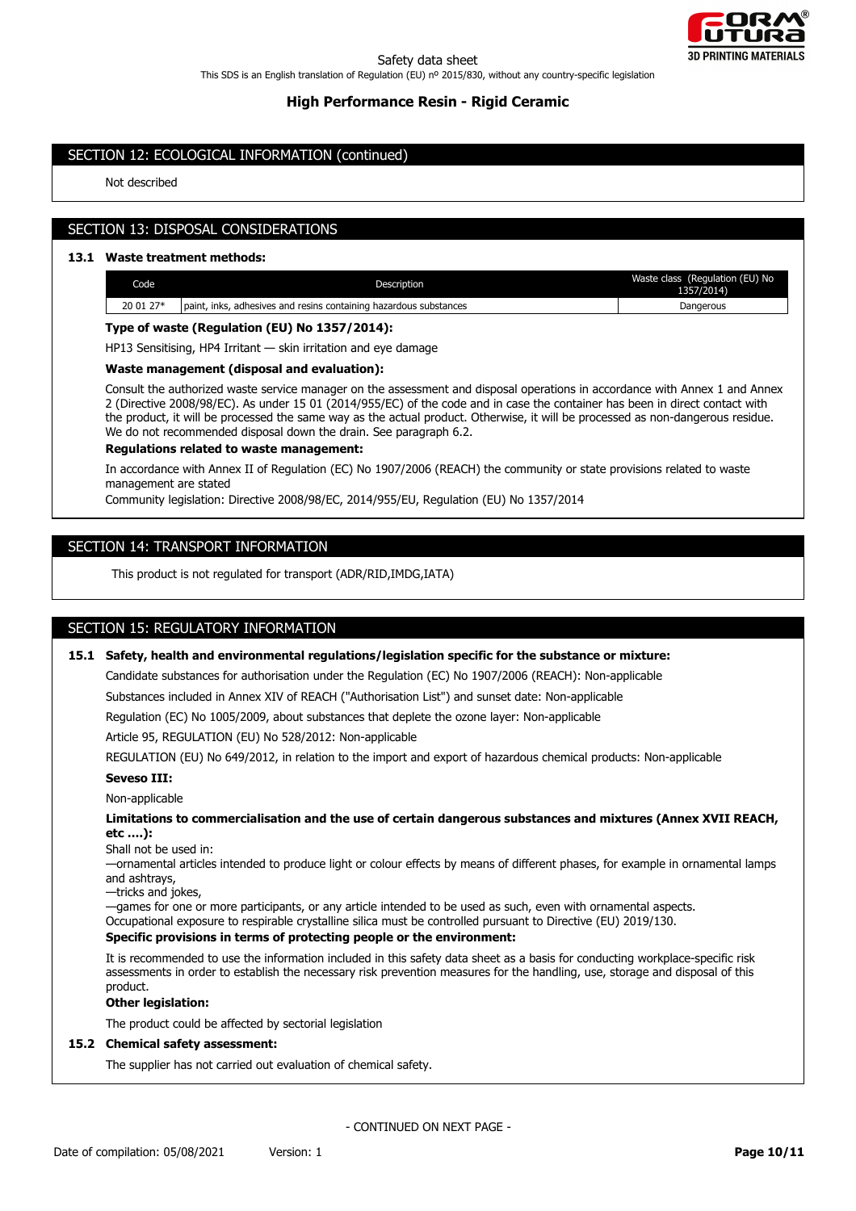## SECTION 12: ECOLOGICAL INFORMATION (continued)

Not described

## SECTION 13: DISPOSAL CONSIDERATIONS

### 13.1 Waste treatment methods:

| Code | Description | Waste class (Regulation (EU) No 1357/2014) |
|---|---|---|
| 20 01 27* | paint, inks, adhesives and resins containing hazardous substances | Dangerous |

**Type of waste (Regulation (EU) No 1357/2014):**

HP13 Sensitising, HP4 Irritant — skin irritation and eye damage

**Waste management (disposal and evaluation):**

Consult the authorized waste service manager on the assessment and disposal operations in accordance with Annex 1 and Annex 2 (Directive 2008/98/EC). As under 15 01 (2014/955/EC) of the code and in case the container has been in direct contact with the product, it will be processed the same way as the actual product. Otherwise, it will be processed as non-dangerous residue. We do not recommended disposal down the drain. See paragraph 6.2.

**Regulations related to waste management:**

In accordance with Annex II of Regulation (EC) No 1907/2006 (REACH) the community or state provisions related to waste management are stated

Community legislation: Directive 2008/98/EC, 2014/955/EU, Regulation (EU) No 1357/2014

## SECTION 14: TRANSPORT INFORMATION

This product is not regulated for transport (ADR/RID,IMDG,IATA)

## SECTION 15: REGULATORY INFORMATION

### 15.1 Safety, health and environmental regulations/legislation specific for the substance or mixture:

Candidate substances for authorisation under the Regulation (EC) No 1907/2006 (REACH): Non-applicable

Substances included in Annex XIV of REACH ("Authorisation List") and sunset date: Non-applicable

Regulation (EC) No 1005/2009, about substances that deplete the ozone layer: Non-applicable

Article 95, REGULATION (EU) No 528/2012: Non-applicable

REGULATION (EU) No 649/2012, in relation to the import and export of hazardous chemical products: Non-applicable

**Seveso III:**

Non-applicable

**Limitations to commercialisation and the use of certain dangerous substances and mixtures (Annex XVII REACH, etc ….):**

Shall not be used in:

—ornamental articles intended to produce light or colour effects by means of different phases, for example in ornamental lamps and ashtrays,

—tricks and jokes,

—games for one or more participants, or any article intended to be used as such, even with ornamental aspects.

Occupational exposure to respirable crystalline silica must be controlled pursuant to Directive (EU) 2019/130.

**Specific provisions in terms of protecting people or the environment:**

It is recommended to use the information included in this safety data sheet as a basis for conducting workplace-specific risk assessments in order to establish the necessary risk prevention measures for the handling, use, storage and disposal of this product.

**Other legislation:**

The product could be affected by sectorial legislation

### 15.2 Chemical safety assessment:

The supplier has not carried out evaluation of chemical safety.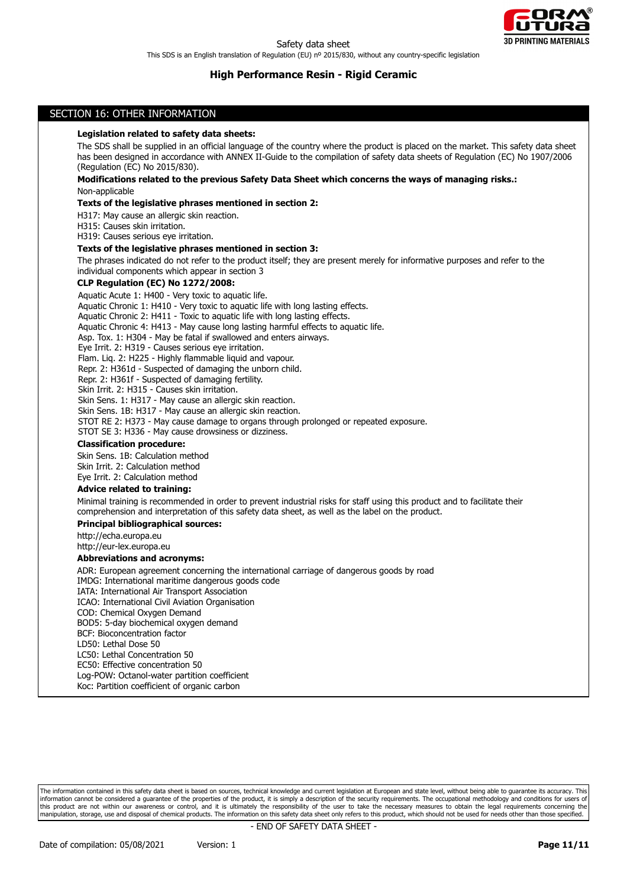## SECTION 16: OTHER INFORMATION

**Legislation related to safety data sheets:**

The SDS shall be supplied in an official language of the country where the product is placed on the market. This safety data sheet has been designed in accordance with ANNEX II-Guide to the compilation of safety data sheets of Regulation (EC) No 1907/2006 (Regulation (EC) No 2015/830).

**Modifications related to the previous Safety Data Sheet which concerns the ways of managing risks.:**

Non-applicable

**Texts of the legislative phrases mentioned in section 2:**

H317: May cause an allergic skin reaction.
H315: Causes skin irritation.
H319: Causes serious eye irritation.

**Texts of the legislative phrases mentioned in section 3:**

The phrases indicated do not refer to the product itself; they are present merely for informative purposes and refer to the individual components which appear in section 3

**CLP Regulation (EC) No 1272/2008:**

Aquatic Acute 1: H400 - Very toxic to aquatic life.
Aquatic Chronic 1: H410 - Very toxic to aquatic life with long lasting effects.
Aquatic Chronic 2: H411 - Toxic to aquatic life with long lasting effects.
Aquatic Chronic 4: H413 - May cause long lasting harmful effects to aquatic life.
Asp. Tox. 1: H304 - May be fatal if swallowed and enters airways.
Eye Irrit. 2: H319 - Causes serious eye irritation.
Flam. Liq. 2: H225 - Highly flammable liquid and vapour.
Repr. 2: H361d - Suspected of damaging the unborn child.
Repr. 2: H361f - Suspected of damaging fertility.
Skin Irrit. 2: H315 - Causes skin irritation.
Skin Sens. 1: H317 - May cause an allergic skin reaction.
Skin Sens. 1B: H317 - May cause an allergic skin reaction.
STOT RE 2: H373 - May cause damage to organs through prolonged or repeated exposure.
STOT SE 3: H336 - May cause drowsiness or dizziness.

**Classification procedure:**

Skin Sens. 1B: Calculation method
Skin Irrit. 2: Calculation method
Eye Irrit. 2: Calculation method

**Advice related to training:**

Minimal training is recommended in order to prevent industrial risks for staff using this product and to facilitate their comprehension and interpretation of this safety data sheet, as well as the label on the product.

**Principal bibliographical sources:**

http://echa.europa.eu
http://eur-lex.europa.eu

**Abbreviations and acronyms:**

ADR: European agreement concerning the international carriage of dangerous goods by road
IMDG: International maritime dangerous goods code
IATA: International Air Transport Association
ICAO: International Civil Aviation Organisation
COD: Chemical Oxygen Demand
BOD5: 5-day biochemical oxygen demand
BCF: Bioconcentration factor
LD50: Lethal Dose 50
LC50: Lethal Concentration 50
EC50: Effective concentration 50
Log-POW: Octanol-water partition coefficient
Koc: Partition coefficient of organic carbon

The information contained in this safety data sheet is based on sources, technical knowledge and current legislation at European and state level, without being able to guarantee its accuracy. This information cannot be considered a guarantee of the properties of the product, it is simply a description of the security requirements. The occupational methodology and conditions for users of this product are not within our awareness or control, and it is ultimately the responsibility of the user to take the necessary measures to obtain the legal requirements concerning the manipulation, storage, use and disposal of chemical products. The information on this safety data sheet only refers to this product, which should not be used for needs other than those specified.

- END OF SAFETY DATA SHEET -